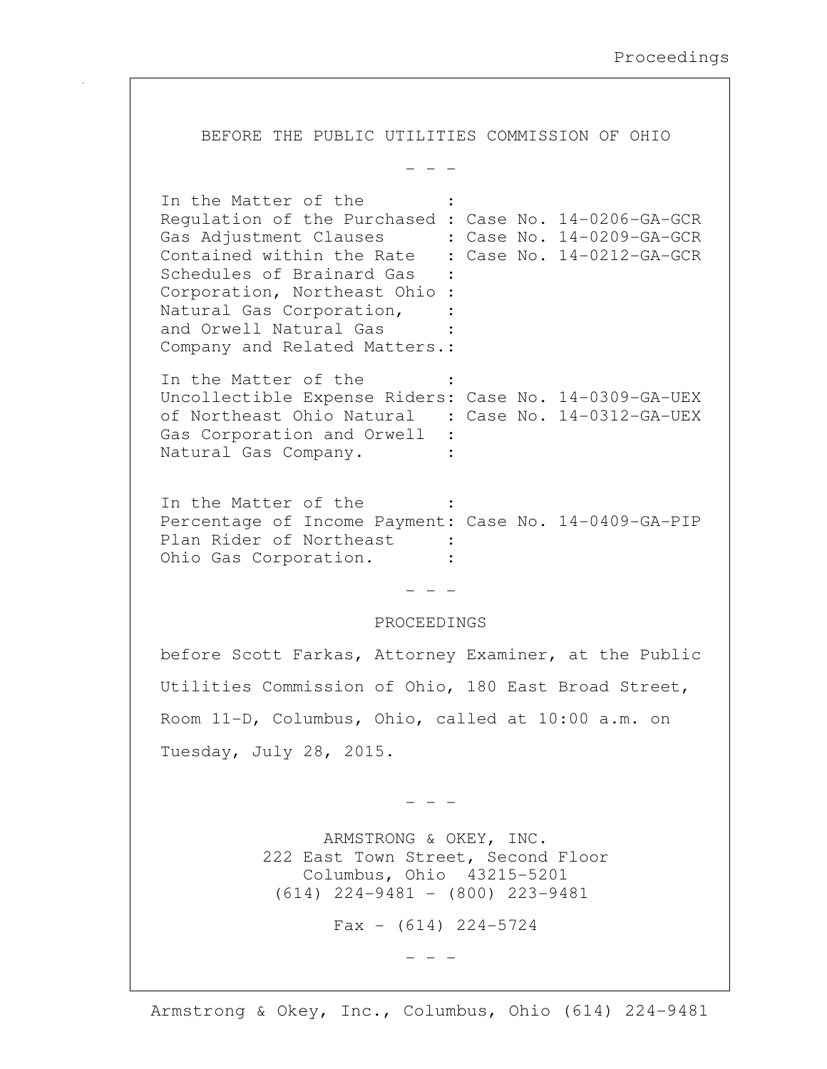BEFORE THE PUBLIC UTILITIES COMMISSION OF OHIO

\- - -

| | |
|---|---|
| In the Matter of the Regulation of the Purchased Gas Adjustment Clauses Contained within the Rate Schedules of Brainard Gas Corporation, Northeast Ohio Natural Gas Corporation, and Orwell Natural Gas Company and Related Matters. | Case No. 14-0206-GA-GCR<br>Case No. 14-0209-GA-GCR<br>Case No. 14-0212-GA-GCR |
| In the Matter of the Uncollectible Expense Riders of Northeast Ohio Natural Gas Corporation and Orwell Natural Gas Company. | Case No. 14-0309-GA-UEX<br>Case No. 14-0312-GA-UEX |
| In the Matter of the Percentage of Income Payment Plan Rider of Northeast Ohio Gas Corporation. | Case No. 14-0409-GA-PIP |

\- - -

PROCEEDINGS

before Scott Farkas, Attorney Examiner, at the Public Utilities Commission of Ohio, 180 East Broad Street, Room 11-D, Columbus, Ohio, called at 10:00 a.m. on Tuesday, July 28, 2015.

\- - -

ARMSTRONG & OKEY, INC.
222 East Town Street, Second Floor
Columbus, Ohio 43215-5201
(614) 224-9481 - (800) 223-9481

Fax - (614) 224-5724

\- - -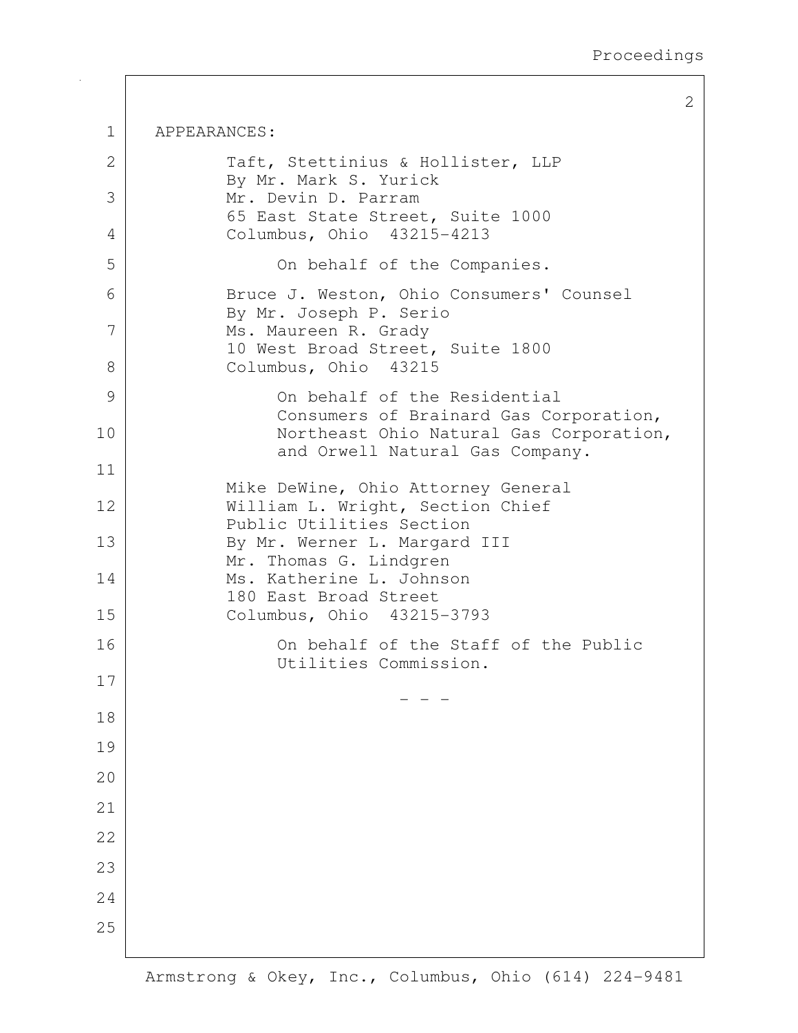APPEARANCES:

Taft, Stettinius & Hollister, LLP
By Mr. Mark S. Yurick
Mr. Devin D. Parram
65 East State Street, Suite 1000
Columbus, Ohio 43215-4213

On behalf of the Companies.

Bruce J. Weston, Ohio Consumers' Counsel
By Mr. Joseph P. Serio
Ms. Maureen R. Grady
10 West Broad Street, Suite 1800
Columbus, Ohio 43215

On behalf of the Residential Consumers of Brainard Gas Corporation, Northeast Ohio Natural Gas Corporation, and Orwell Natural Gas Company.

Mike DeWine, Ohio Attorney General
William L. Wright, Section Chief
Public Utilities Section
By Mr. Werner L. Margard III
Mr. Thomas G. Lindgren
Ms. Katherine L. Johnson
180 East Broad Street
Columbus, Ohio 43215-3793

On behalf of the Staff of the Public Utilities Commission.

\- - -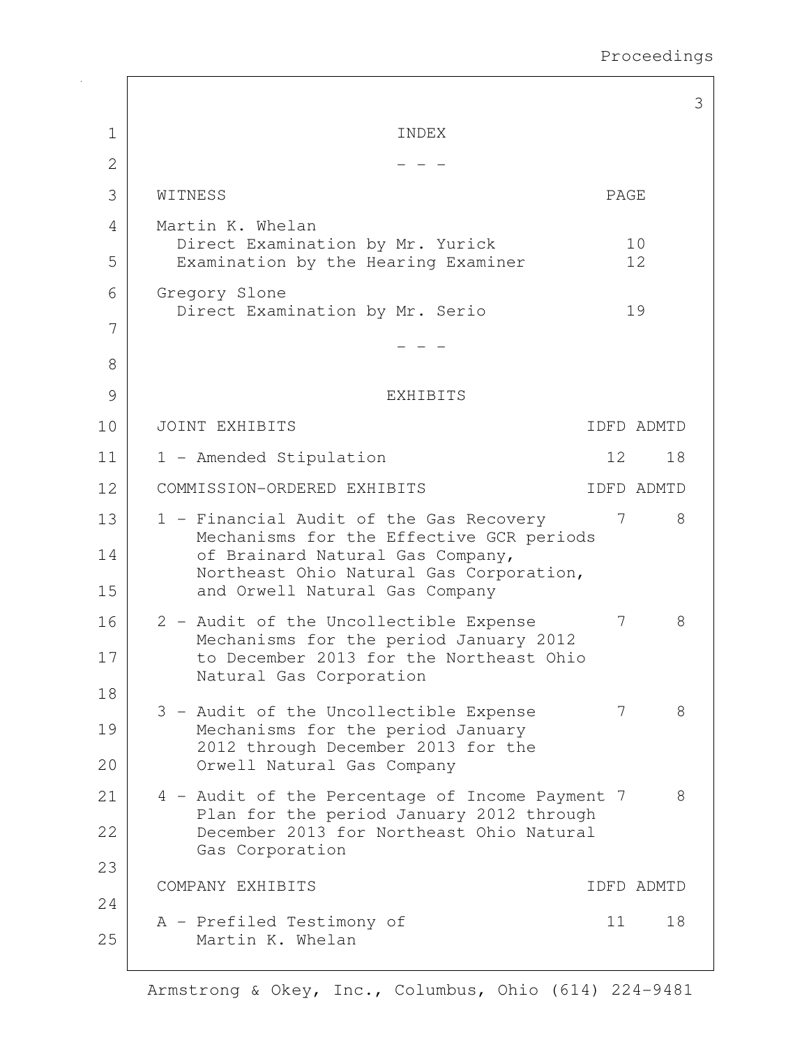# INDEX

- - -

| WITNESS | PAGE |
|---|---|
| Martin K. Whelan | |
| Direct Examination by Mr. Yurick | 10 |
| Examination by the Hearing Examiner | 12 |
| Gregory Slone | |
| Direct Examination by Mr. Serio | 19 |

- - -

# EXHIBITS

| JOINT EXHIBITS | IDFD | ADMTD |
|---|---|---|
| 1 - Amended Stipulation | 12 | 18 |

| COMMISSION-ORDERED EXHIBITS | IDFD | ADMTD |
|---|---|---|
| 1 - Financial Audit of the Gas Recovery Mechanisms for the Effective GCR periods of Brainard Natural Gas Company, Northeast Ohio Natural Gas Corporation, and Orwell Natural Gas Company | 7 | 8 |
| 2 - Audit of the Uncollectible Expense Mechanisms for the period January 2012 to December 2013 for the Northeast Ohio Natural Gas Corporation | 7 | 8 |
| 3 - Audit of the Uncollectible Expense Mechanisms for the period January 2012 through December 2013 for the Orwell Natural Gas Company | 7 | 8 |
| 4 - Audit of the Percentage of Income Payment Plan for the period January 2012 through December 2013 for Northeast Ohio Natural Gas Corporation | 7 | 8 |

| COMPANY EXHIBITS | IDFD | ADMTD |
|---|---|---|
| A - Prefiled Testimony of Martin K. Whelan | 11 | 18 |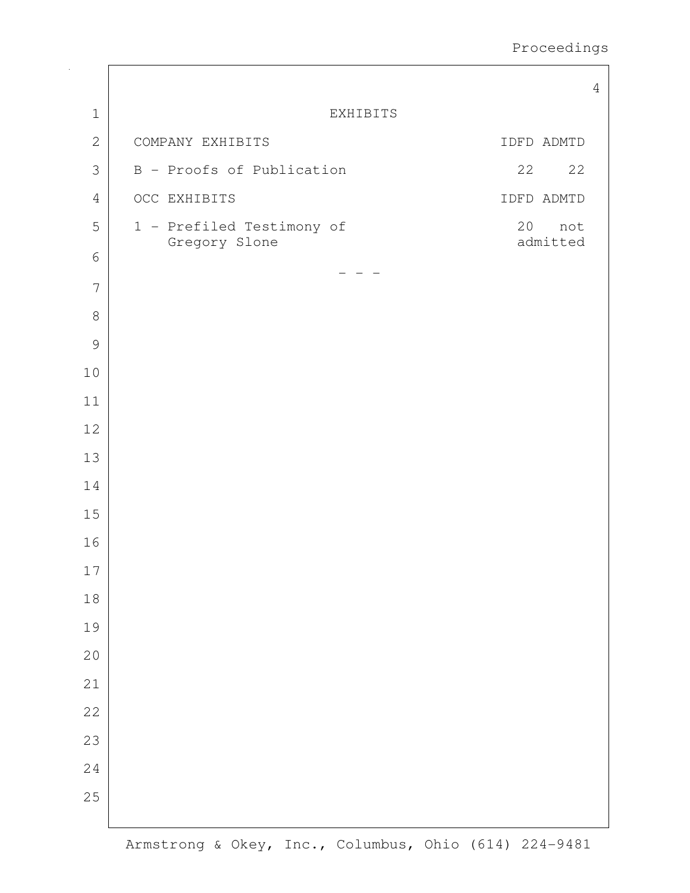# EXHIBITS

| COMPANY EXHIBITS | IDFD | ADMTD |
| --- | --- | --- |
| B - Proofs of Publication | 22 | 22 |

| OCC EXHIBITS | IDFD | ADMTD |
| --- | --- | --- |
| 1 - Prefiled Testimony of Gregory Slone | 20 | not admitted |

\- - -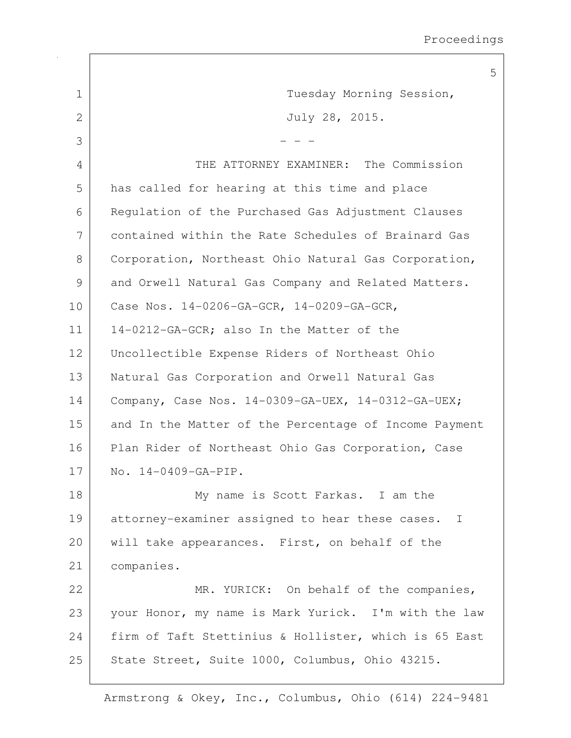Tuesday Morning Session,

July 28, 2015.

- - -

THE ATTORNEY EXAMINER: The Commission has called for hearing at this time and place Regulation of the Purchased Gas Adjustment Clauses contained within the Rate Schedules of Brainard Gas Corporation, Northeast Ohio Natural Gas Corporation, and Orwell Natural Gas Company and Related Matters. Case Nos. 14-0206-GA-GCR, 14-0209-GA-GCR, 14-0212-GA-GCR; also In the Matter of the Uncollectible Expense Riders of Northeast Ohio Natural Gas Corporation and Orwell Natural Gas Company, Case Nos. 14-0309-GA-UEX, 14-0312-GA-UEX; and In the Matter of the Percentage of Income Payment Plan Rider of Northeast Ohio Gas Corporation, Case No. 14-0409-GA-PIP.

My name is Scott Farkas. I am the attorney-examiner assigned to hear these cases. I will take appearances. First, on behalf of the companies.

MR. YURICK: On behalf of the companies, your Honor, my name is Mark Yurick. I'm with the law firm of Taft Stettinius & Hollister, which is 65 East State Street, Suite 1000, Columbus, Ohio 43215.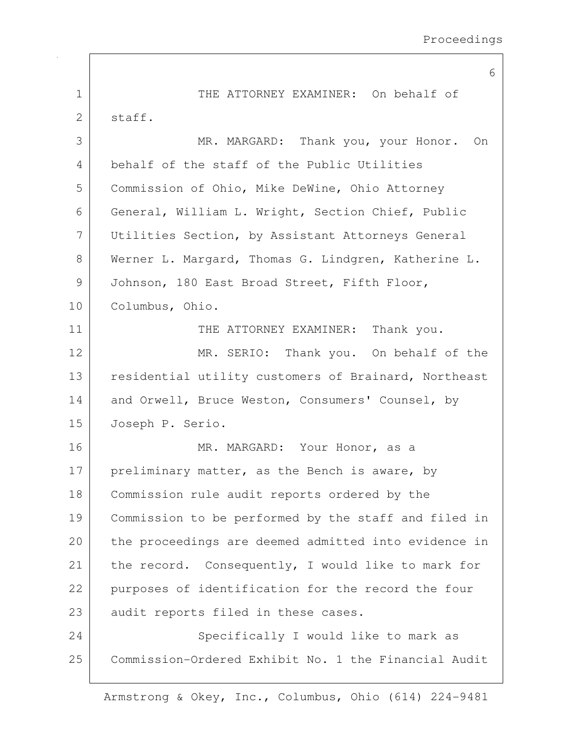THE ATTORNEY EXAMINER: On behalf of staff.

MR. MARGARD: Thank you, your Honor. On behalf of the staff of the Public Utilities Commission of Ohio, Mike DeWine, Ohio Attorney General, William L. Wright, Section Chief, Public Utilities Section, by Assistant Attorneys General Werner L. Margard, Thomas G. Lindgren, Katherine L. Johnson, 180 East Broad Street, Fifth Floor, Columbus, Ohio.

THE ATTORNEY EXAMINER: Thank you.

MR. SERIO: Thank you. On behalf of the residential utility customers of Brainard, Northeast and Orwell, Bruce Weston, Consumers' Counsel, by Joseph P. Serio.

MR. MARGARD: Your Honor, as a preliminary matter, as the Bench is aware, by Commission rule audit reports ordered by the Commission to be performed by the staff and filed in the proceedings are deemed admitted into evidence in the record. Consequently, I would like to mark for purposes of identification for the record the four audit reports filed in these cases.

Specifically I would like to mark as Commission-Ordered Exhibit No. 1 the Financial Audit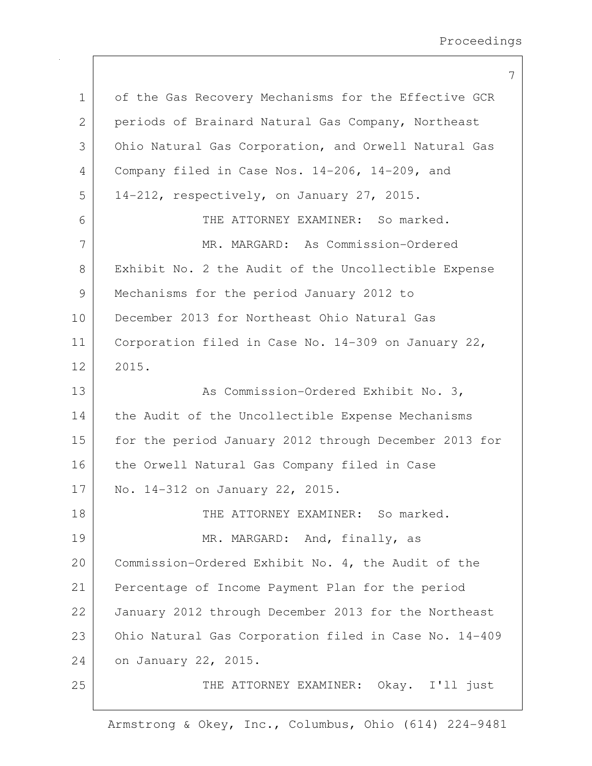of the Gas Recovery Mechanisms for the Effective GCR periods of Brainard Natural Gas Company, Northeast Ohio Natural Gas Corporation, and Orwell Natural Gas Company filed in Case Nos. 14-206, 14-209, and 14-212, respectively, on January 27, 2015.

THE ATTORNEY EXAMINER: So marked.

MR. MARGARD: As Commission-Ordered Exhibit No. 2 the Audit of the Uncollectible Expense Mechanisms for the period January 2012 to December 2013 for Northeast Ohio Natural Gas Corporation filed in Case No. 14-309 on January 22, 2015.

As Commission-Ordered Exhibit No. 3, the Audit of the Uncollectible Expense Mechanisms for the period January 2012 through December 2013 for the Orwell Natural Gas Company filed in Case No. 14-312 on January 22, 2015.

THE ATTORNEY EXAMINER: So marked.

MR. MARGARD: And, finally, as Commission-Ordered Exhibit No. 4, the Audit of the Percentage of Income Payment Plan for the period January 2012 through December 2013 for the Northeast Ohio Natural Gas Corporation filed in Case No. 14-409 on January 22, 2015.

THE ATTORNEY EXAMINER: Okay. I'll just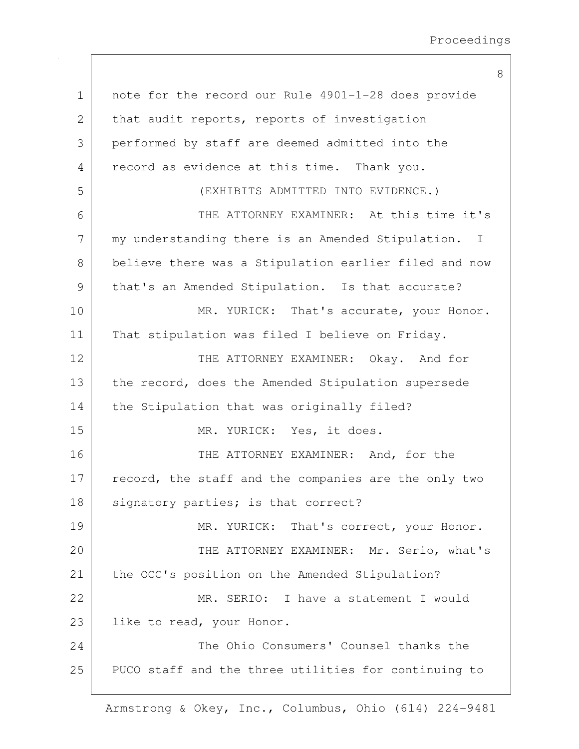note for the record our Rule 4901-1-28 does provide that audit reports, reports of investigation performed by staff are deemed admitted into the record as evidence at this time. Thank you.

(EXHIBITS ADMITTED INTO EVIDENCE.)

THE ATTORNEY EXAMINER: At this time it's my understanding there is an Amended Stipulation. I believe there was a Stipulation earlier filed and now that's an Amended Stipulation. Is that accurate?

MR. YURICK: That's accurate, your Honor. That stipulation was filed I believe on Friday.

THE ATTORNEY EXAMINER: Okay. And for the record, does the Amended Stipulation supersede the Stipulation that was originally filed?

MR. YURICK: Yes, it does.

THE ATTORNEY EXAMINER: And, for the record, the staff and the companies are the only two signatory parties; is that correct?

MR. YURICK: That's correct, your Honor.

THE ATTORNEY EXAMINER: Mr. Serio, what's the OCC's position on the Amended Stipulation?

MR. SERIO: I have a statement I would like to read, your Honor.

The Ohio Consumers' Counsel thanks the PUCO staff and the three utilities for continuing to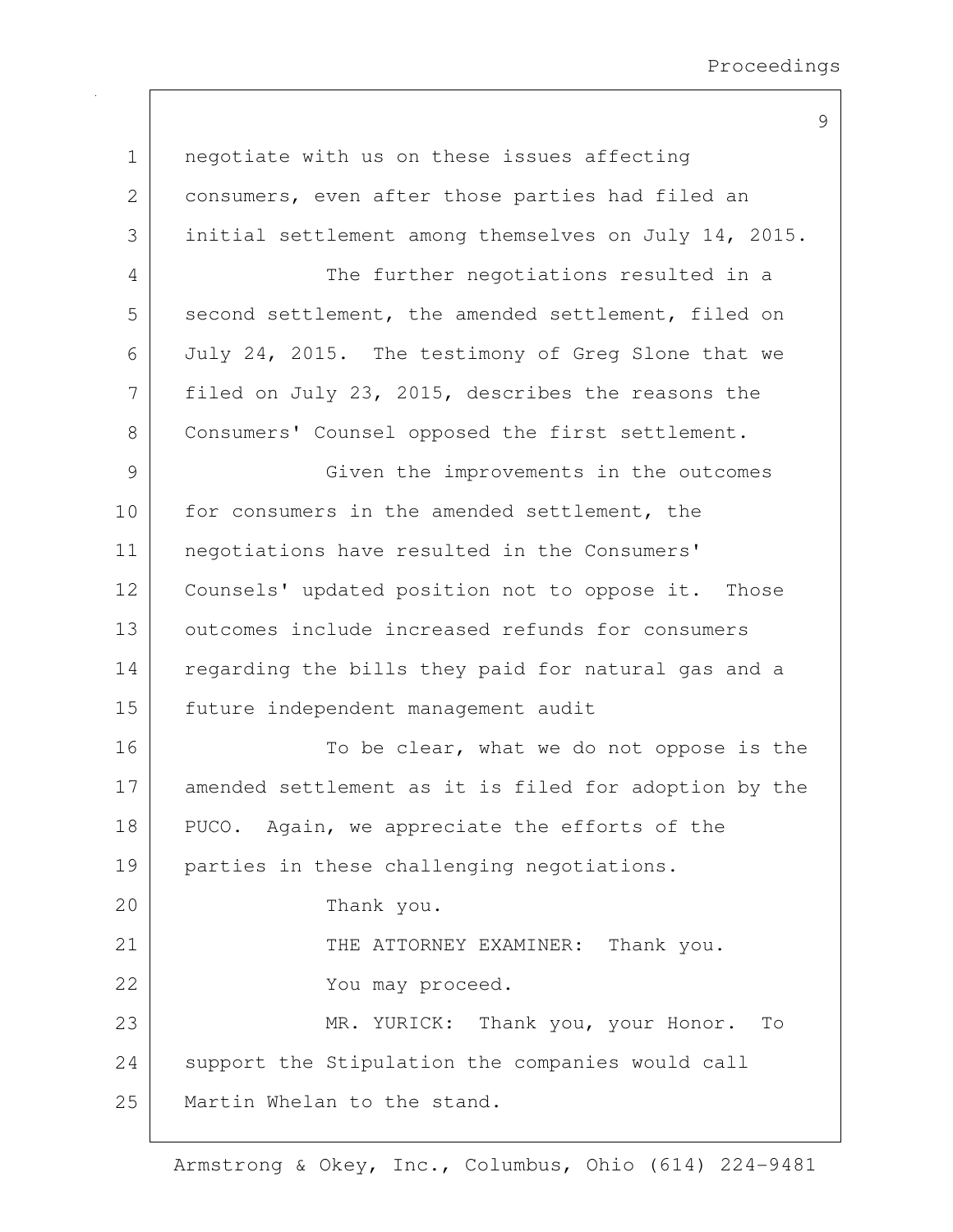negotiate with us on these issues affecting consumers, even after those parties had filed an initial settlement among themselves on July 14, 2015.

The further negotiations resulted in a second settlement, the amended settlement, filed on July 24, 2015. The testimony of Greg Slone that we filed on July 23, 2015, describes the reasons the Consumers' Counsel opposed the first settlement.

Given the improvements in the outcomes for consumers in the amended settlement, the negotiations have resulted in the Consumers' Counsels' updated position not to oppose it. Those outcomes include increased refunds for consumers regarding the bills they paid for natural gas and a future independent management audit

To be clear, what we do not oppose is the amended settlement as it is filed for adoption by the PUCO. Again, we appreciate the efforts of the parties in these challenging negotiations.

Thank you.

THE ATTORNEY EXAMINER: Thank you.

You may proceed.

MR. YURICK: Thank you, your Honor. To support the Stipulation the companies would call Martin Whelan to the stand.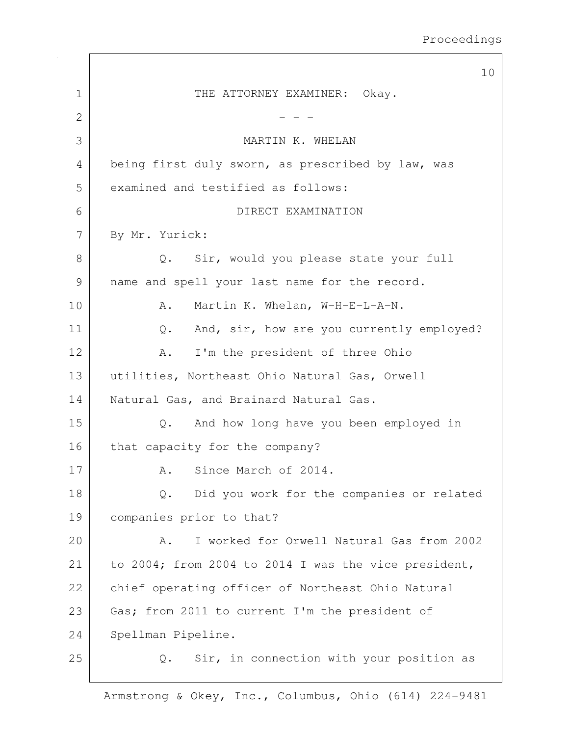THE ATTORNEY EXAMINER: Okay.

- - -

MARTIN K. WHELAN

being first duly sworn, as prescribed by law, was examined and testified as follows:

DIRECT EXAMINATION

By Mr. Yurick:

Q. Sir, would you please state your full name and spell your last name for the record.

A. Martin K. Whelan, W-H-E-L-A-N.

Q. And, sir, how are you currently employed?

A. I'm the president of three Ohio utilities, Northeast Ohio Natural Gas, Orwell Natural Gas, and Brainard Natural Gas.

Q. And how long have you been employed in that capacity for the company?

A. Since March of 2014.

Q. Did you work for the companies or related companies prior to that?

A. I worked for Orwell Natural Gas from 2002 to 2004; from 2004 to 2014 I was the vice president, chief operating officer of Northeast Ohio Natural Gas; from 2011 to current I'm the president of Spellman Pipeline.

Q. Sir, in connection with your position as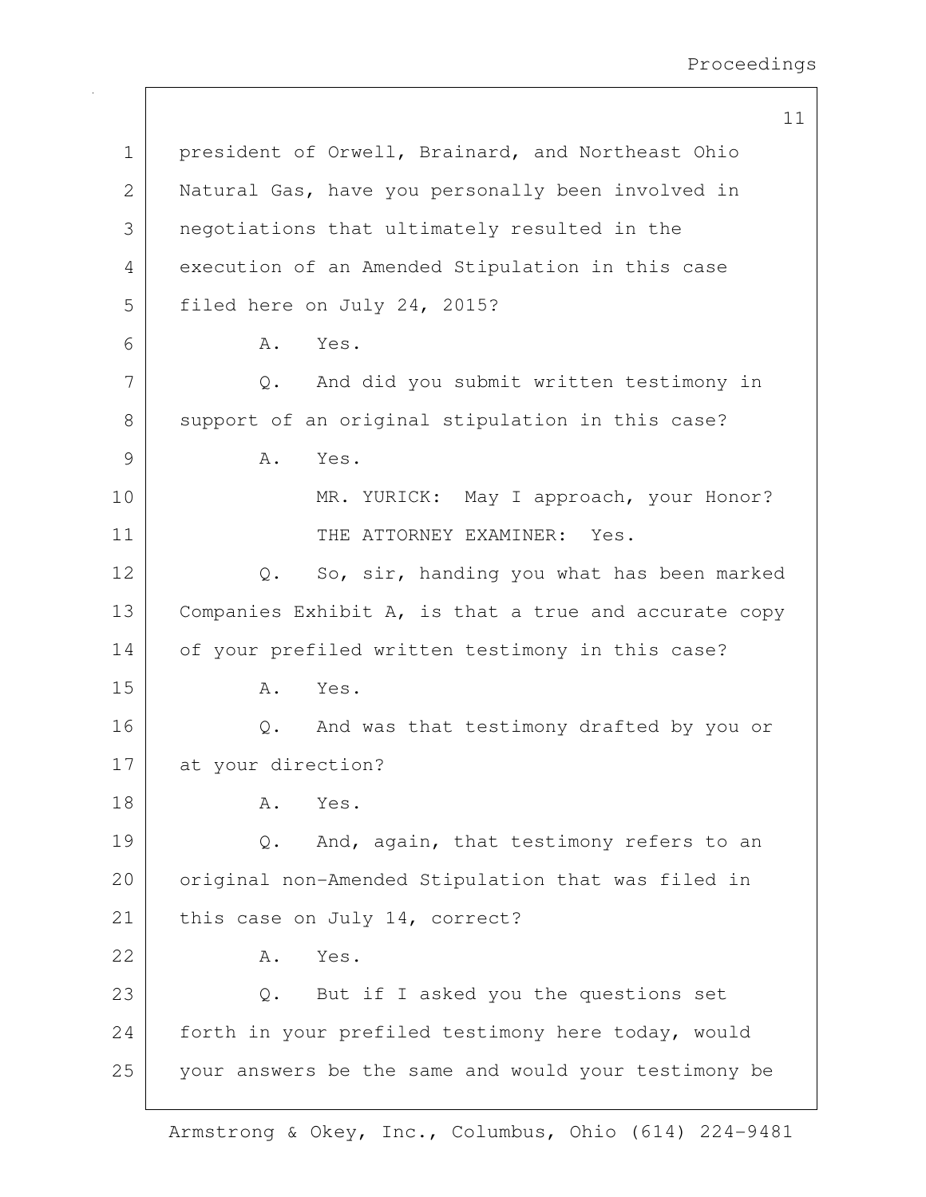president of Orwell, Brainard, and Northeast Ohio Natural Gas, have you personally been involved in negotiations that ultimately resulted in the execution of an Amended Stipulation in this case filed here on July 24, 2015?

A. Yes.

Q. And did you submit written testimony in support of an original stipulation in this case?

A. Yes.

MR. YURICK: May I approach, your Honor?

THE ATTORNEY EXAMINER: Yes.

Q. So, sir, handing you what has been marked Companies Exhibit A, is that a true and accurate copy of your prefiled written testimony in this case?

A. Yes.

Q. And was that testimony drafted by you or at your direction?

A. Yes.

Q. And, again, that testimony refers to an original non-Amended Stipulation that was filed in this case on July 14, correct?

A. Yes.

Q. But if I asked you the questions set forth in your prefiled testimony here today, would your answers be the same and would your testimony be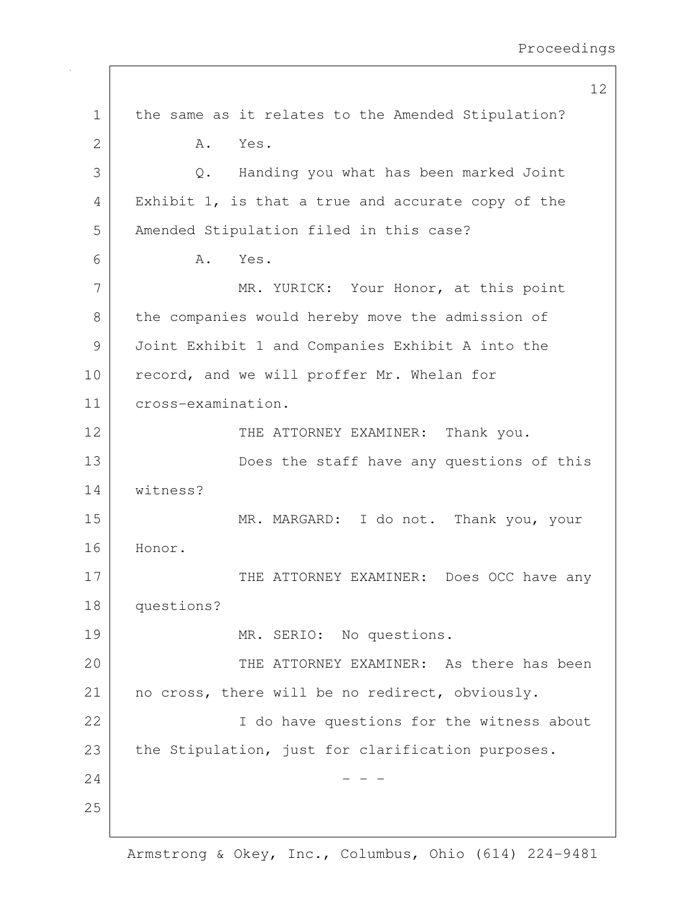the same as it relates to the Amended Stipulation?

A. Yes.

Q. Handing you what has been marked Joint Exhibit 1, is that a true and accurate copy of the Amended Stipulation filed in this case?

A. Yes.

MR. YURICK: Your Honor, at this point the companies would hereby move the admission of Joint Exhibit 1 and Companies Exhibit A into the record, and we will proffer Mr. Whelan for cross-examination.

THE ATTORNEY EXAMINER: Thank you.

Does the staff have any questions of this witness?

MR. MARGARD: I do not. Thank you, your Honor.

THE ATTORNEY EXAMINER: Does OCC have any questions?

MR. SERIO: No questions.

THE ATTORNEY EXAMINER: As there has been no cross, there will be no redirect, obviously.

I do have questions for the witness about the Stipulation, just for clarification purposes.

\- - -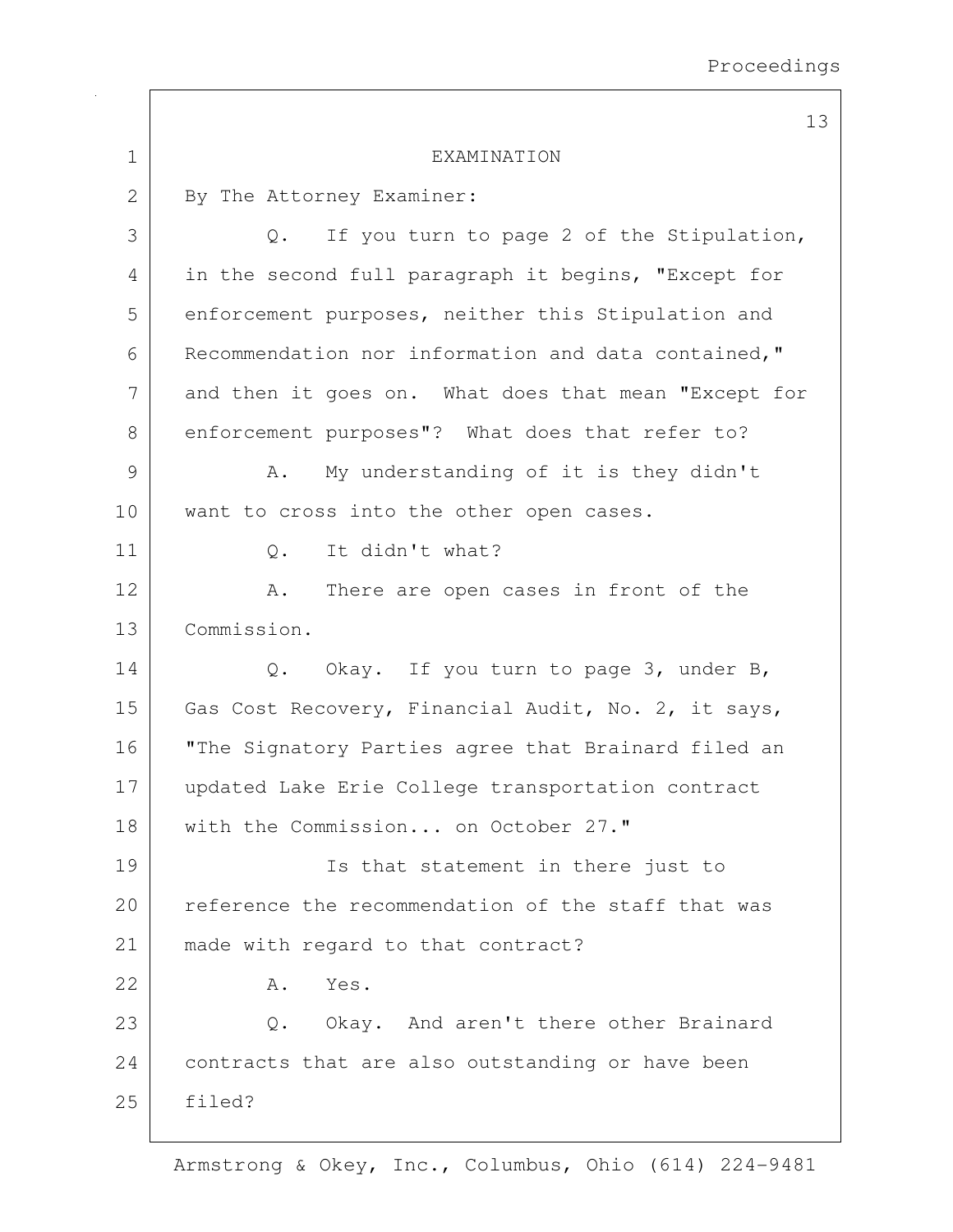EXAMINATION

By The Attorney Examiner:

Q. If you turn to page 2 of the Stipulation, in the second full paragraph it begins, "Except for enforcement purposes, neither this Stipulation and Recommendation nor information and data contained," and then it goes on. What does that mean "Except for enforcement purposes"? What does that refer to?

A. My understanding of it is they didn't want to cross into the other open cases.

Q. It didn't what?

A. There are open cases in front of the Commission.

Q. Okay. If you turn to page 3, under B, Gas Cost Recovery, Financial Audit, No. 2, it says, "The Signatory Parties agree that Brainard filed an updated Lake Erie College transportation contract with the Commission... on October 27."

Is that statement in there just to reference the recommendation of the staff that was made with regard to that contract?

A. Yes.

Q. Okay. And aren't there other Brainard contracts that are also outstanding or have been filed?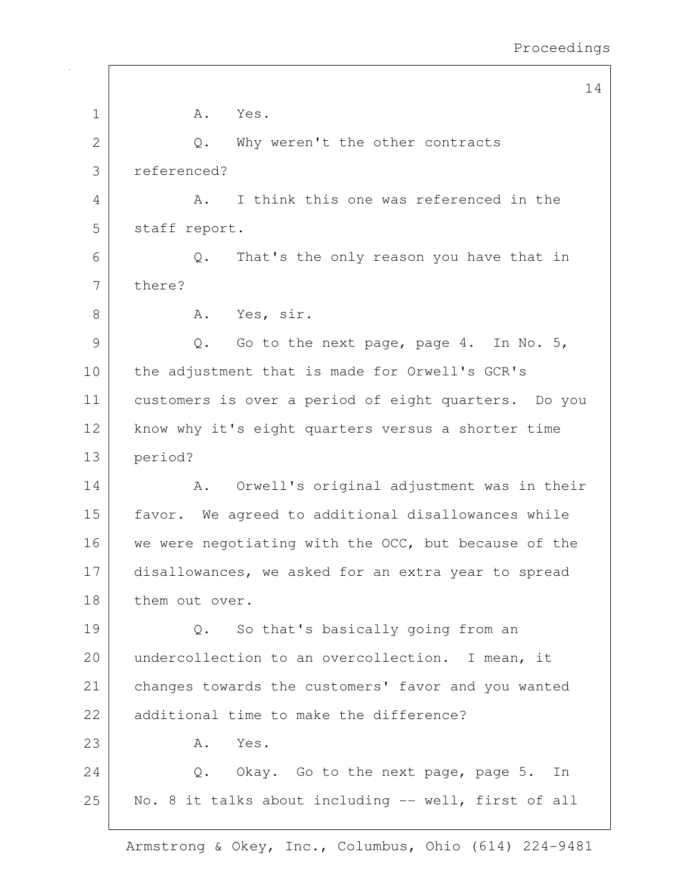1 A. Yes.

2 Q. Why weren't the other contracts

3 referenced?

4 A. I think this one was referenced in the

5 staff report.

6 Q. That's the only reason you have that in

7 there?

8 A. Yes, sir.

9 Q. Go to the next page, page 4. In No. 5,

10 the adjustment that is made for Orwell's GCR's

11 customers is over a period of eight quarters. Do you

12 know why it's eight quarters versus a shorter time

13 period?

14 A. Orwell's original adjustment was in their

15 favor. We agreed to additional disallowances while

16 we were negotiating with the OCC, but because of the

17 disallowances, we asked for an extra year to spread

18 them out over.

19 Q. So that's basically going from an

20 undercollection to an overcollection. I mean, it

21 changes towards the customers' favor and you wanted

22 additional time to make the difference?

23 A. Yes.

24 Q. Okay. Go to the next page, page 5. In

25 No. 8 it talks about including -- well, first of all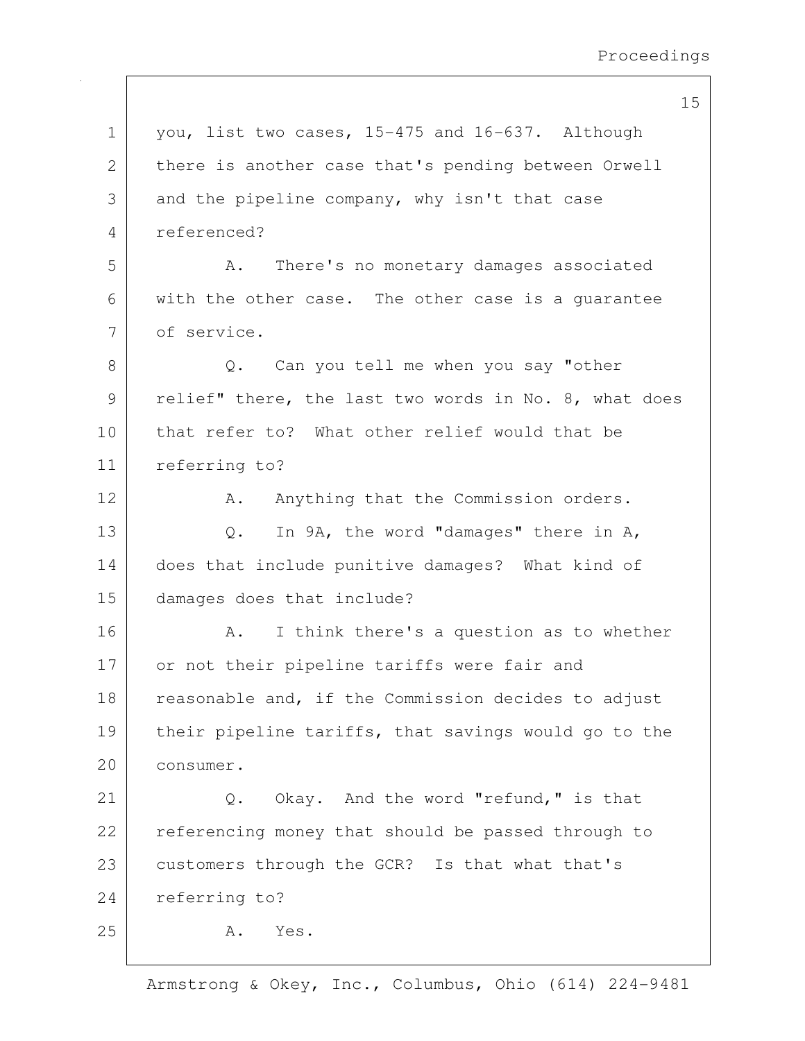you, list two cases, 15-475 and 16-637. Although there is another case that's pending between Orwell and the pipeline company, why isn't that case referenced?

A. There's no monetary damages associated with the other case. The other case is a guarantee of service.

Q. Can you tell me when you say "other relief" there, the last two words in No. 8, what does that refer to? What other relief would that be referring to?

A. Anything that the Commission orders.

Q. In 9A, the word "damages" there in A, does that include punitive damages? What kind of damages does that include?

A. I think there's a question as to whether or not their pipeline tariffs were fair and reasonable and, if the Commission decides to adjust their pipeline tariffs, that savings would go to the consumer.

Q. Okay. And the word "refund," is that referencing money that should be passed through to customers through the GCR? Is that what that's referring to?

A. Yes.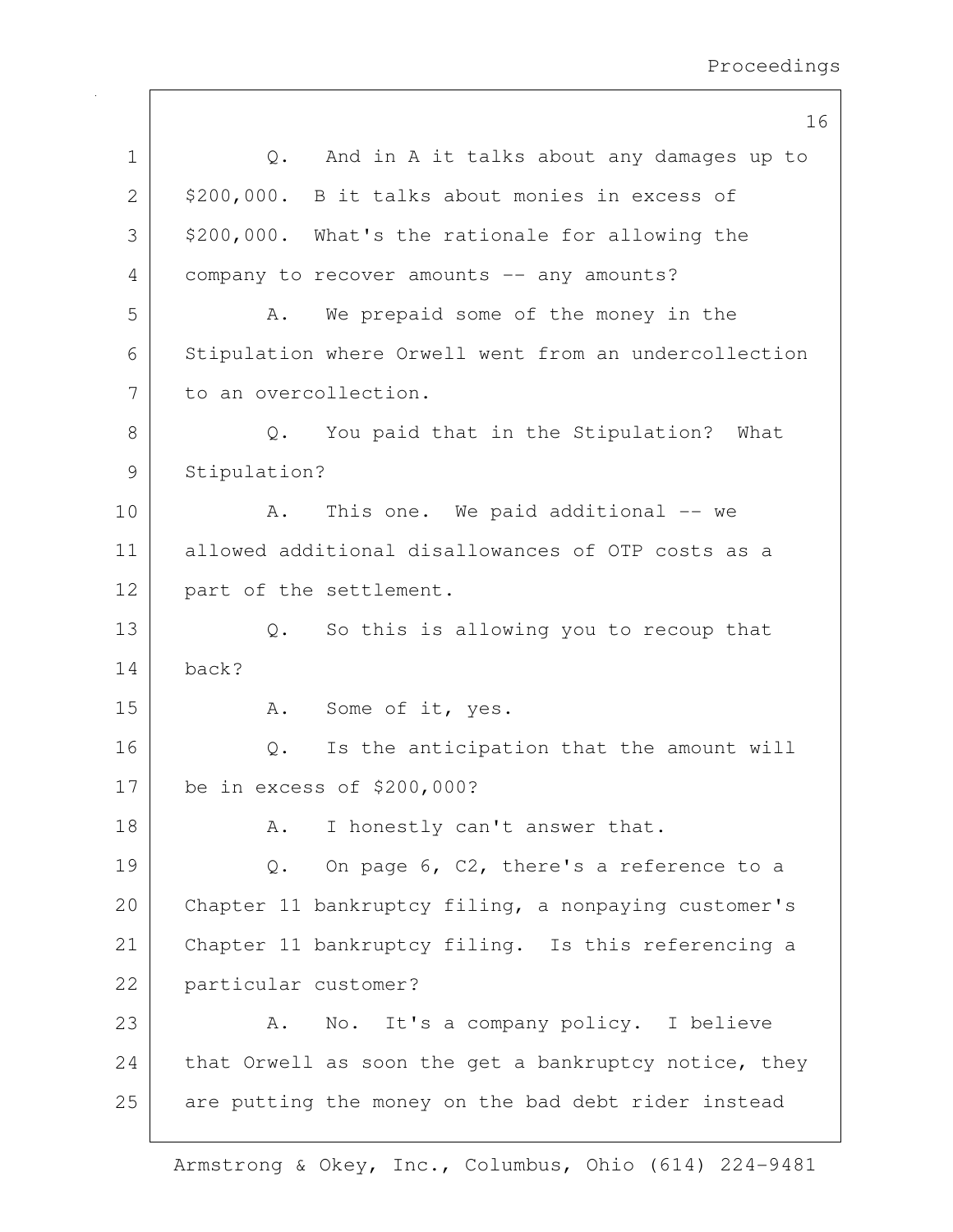Q. And in A it talks about any damages up to $200,000. B it talks about monies in excess of $200,000. What's the rationale for allowing the company to recover amounts -- any amounts?

A. We prepaid some of the money in the Stipulation where Orwell went from an undercollection to an overcollection.

Q. You paid that in the Stipulation? What Stipulation?

A. This one. We paid additional -- we allowed additional disallowances of OTP costs as a part of the settlement.

Q. So this is allowing you to recoup that back?

A. Some of it, yes.

Q. Is the anticipation that the amount will be in excess of $200,000?

A. I honestly can't answer that.

Q. On page 6, C2, there's a reference to a Chapter 11 bankruptcy filing, a nonpaying customer's Chapter 11 bankruptcy filing. Is this referencing a particular customer?

A. No. It's a company policy. I believe that Orwell as soon the get a bankruptcy notice, they are putting the money on the bad debt rider instead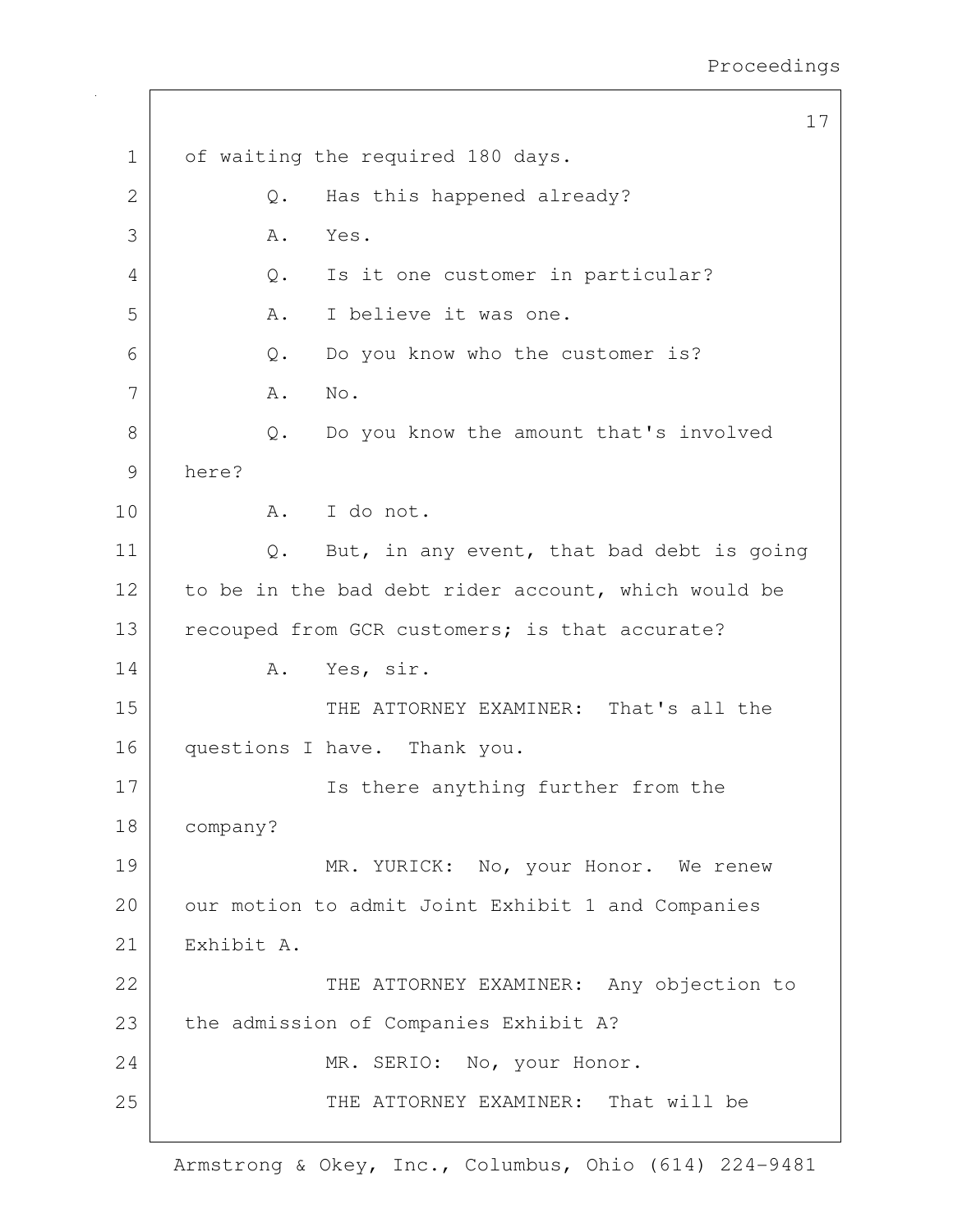of waiting the required 180 days.

Q. Has this happened already?

A. Yes.

Q. Is it one customer in particular?

A. I believe it was one.

Q. Do you know who the customer is?

A. No.

Q. Do you know the amount that's involved here?

A. I do not.

Q. But, in any event, that bad debt is going to be in the bad debt rider account, which would be recouped from GCR customers; is that accurate?

A. Yes, sir.

THE ATTORNEY EXAMINER: That's all the questions I have. Thank you.

Is there anything further from the company?

MR. YURICK: No, your Honor. We renew our motion to admit Joint Exhibit 1 and Companies Exhibit A.

THE ATTORNEY EXAMINER: Any objection to the admission of Companies Exhibit A?

MR. SERIO: No, your Honor.

THE ATTORNEY EXAMINER: That will be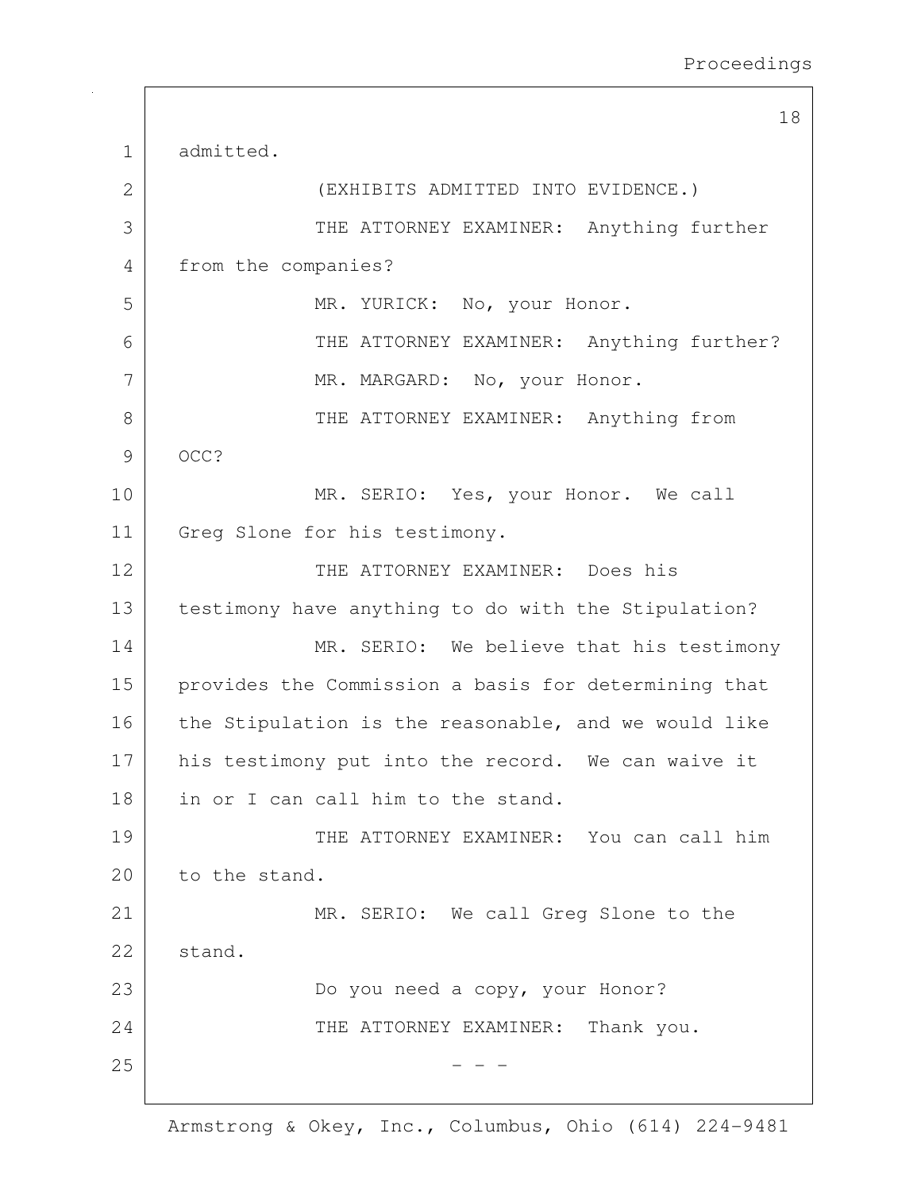admitted.

(EXHIBITS ADMITTED INTO EVIDENCE.)

THE ATTORNEY EXAMINER: Anything further from the companies?

MR. YURICK: No, your Honor.

THE ATTORNEY EXAMINER: Anything further?

MR. MARGARD: No, your Honor.

THE ATTORNEY EXAMINER: Anything from OCC?

MR. SERIO: Yes, your Honor. We call Greg Slone for his testimony.

THE ATTORNEY EXAMINER: Does his testimony have anything to do with the Stipulation?

MR. SERIO: We believe that his testimony provides the Commission a basis for determining that the Stipulation is the reasonable, and we would like his testimony put into the record. We can waive it in or I can call him to the stand.

THE ATTORNEY EXAMINER: You can call him to the stand.

MR. SERIO: We call Greg Slone to the stand.

Do you need a copy, your Honor?

THE ATTORNEY EXAMINER: Thank you.

\- - -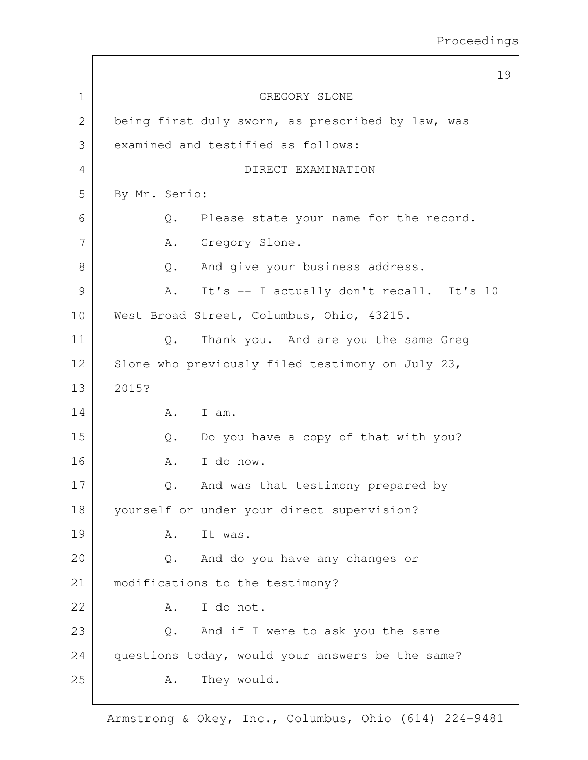GREGORY SLONE

being first duly sworn, as prescribed by law, was examined and testified as follows:

DIRECT EXAMINATION

By Mr. Serio:

Q. Please state your name for the record.

A. Gregory Slone.

Q. And give your business address.

A. It's -- I actually don't recall. It's 10 West Broad Street, Columbus, Ohio, 43215.

Q. Thank you. And are you the same Greg Slone who previously filed testimony on July 23, 2015?

A. I am.

Q. Do you have a copy of that with you?

A. I do now.

Q. And was that testimony prepared by yourself or under your direct supervision?

A. It was.

Q. And do you have any changes or modifications to the testimony?

A. I do not.

Q. And if I were to ask you the same questions today, would your answers be the same?

A. They would.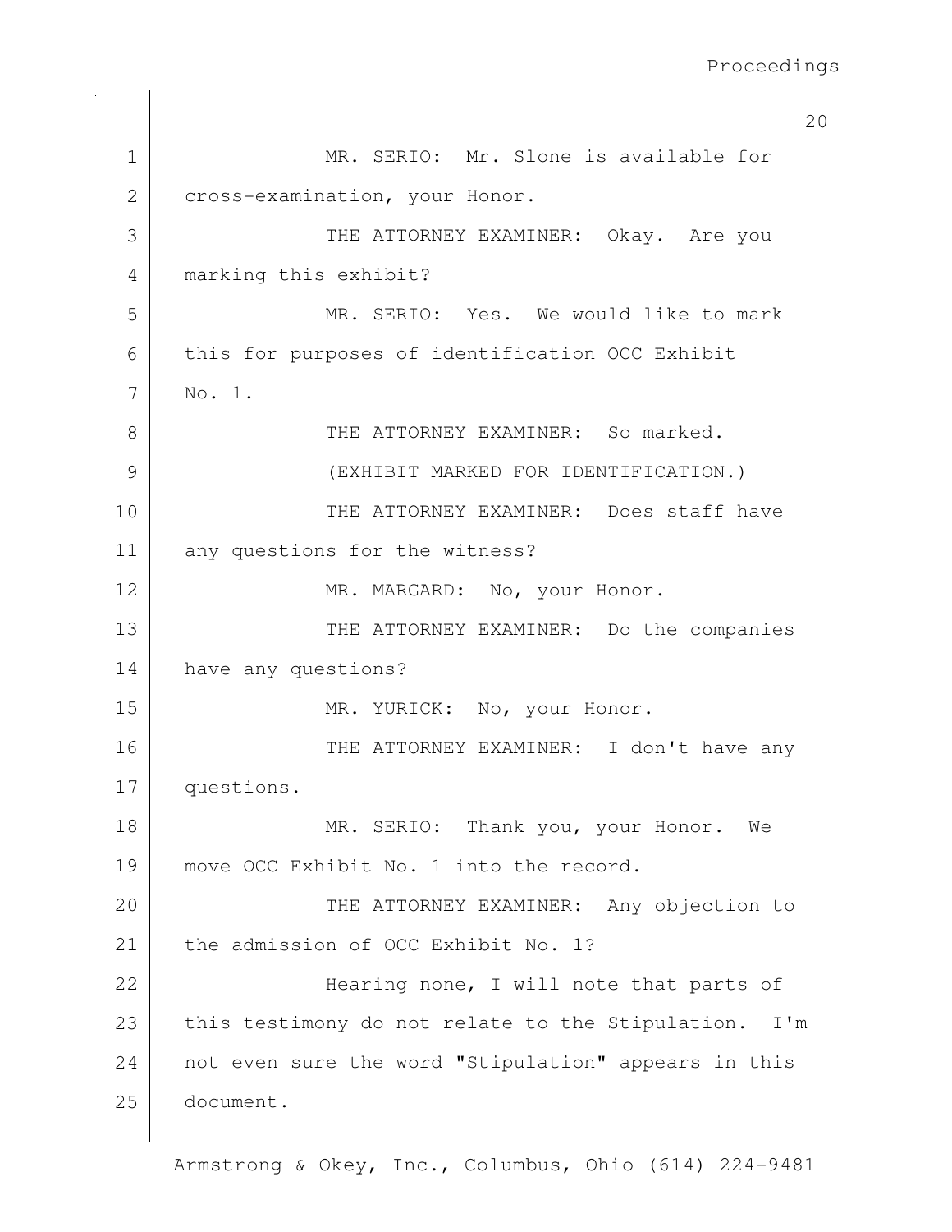MR. SERIO: Mr. Slone is available for cross-examination, your Honor.

THE ATTORNEY EXAMINER: Okay. Are you marking this exhibit?

MR. SERIO: Yes. We would like to mark this for purposes of identification OCC Exhibit No. 1.

THE ATTORNEY EXAMINER: So marked.

(EXHIBIT MARKED FOR IDENTIFICATION.)

THE ATTORNEY EXAMINER: Does staff have any questions for the witness?

MR. MARGARD: No, your Honor.

THE ATTORNEY EXAMINER: Do the companies have any questions?

MR. YURICK: No, your Honor.

THE ATTORNEY EXAMINER: I don't have any questions.

MR. SERIO: Thank you, your Honor. We move OCC Exhibit No. 1 into the record.

THE ATTORNEY EXAMINER: Any objection to the admission of OCC Exhibit No. 1?

Hearing none, I will note that parts of this testimony do not relate to the Stipulation. I'm not even sure the word "Stipulation" appears in this document.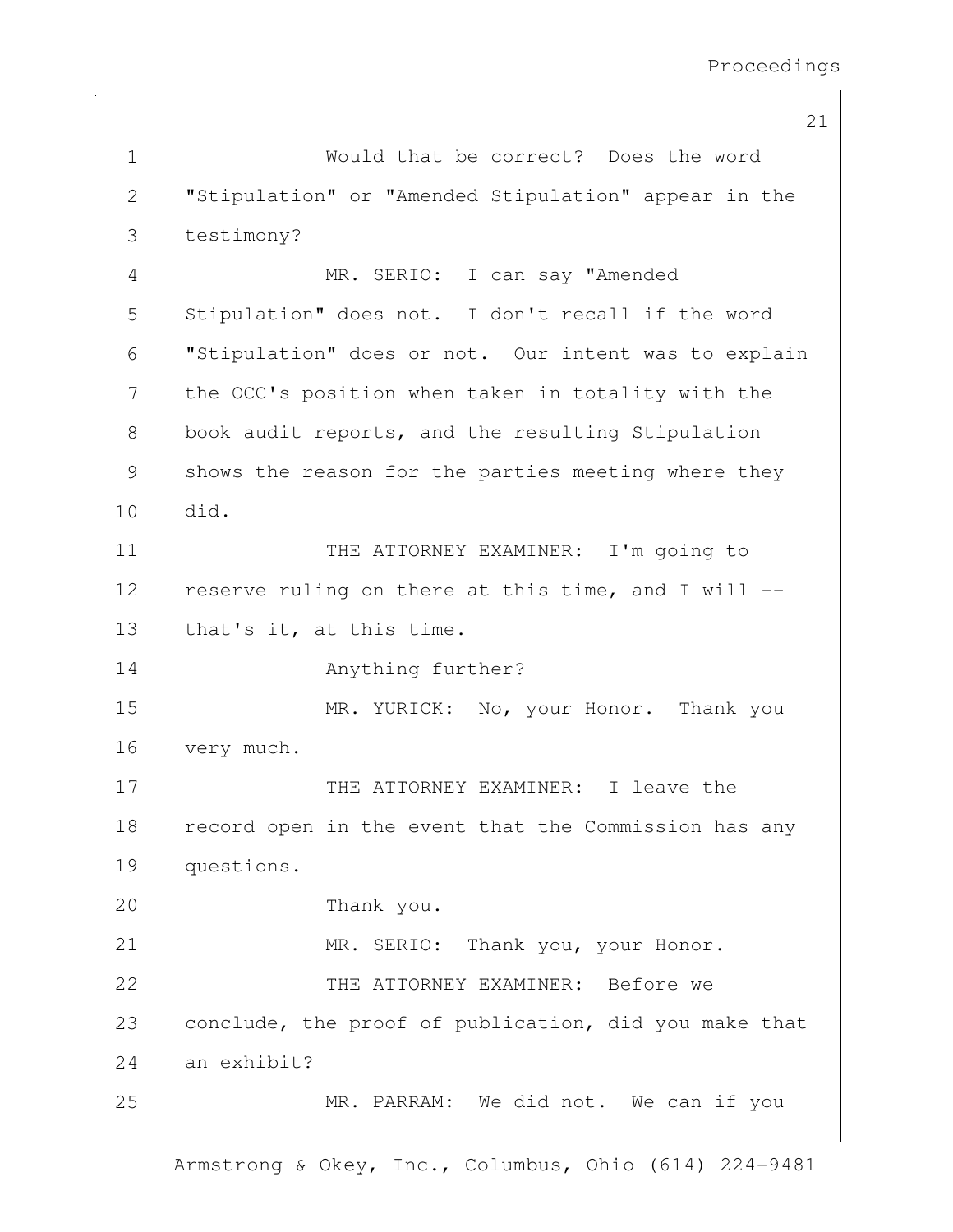Would that be correct? Does the word "Stipulation" or "Amended Stipulation" appear in the testimony?

MR. SERIO: I can say "Amended Stipulation" does not. I don't recall if the word "Stipulation" does or not. Our intent was to explain the OCC's position when taken in totality with the book audit reports, and the resulting Stipulation shows the reason for the parties meeting where they did.

THE ATTORNEY EXAMINER: I'm going to reserve ruling on there at this time, and I will -- that's it, at this time.

Anything further?

MR. YURICK: No, your Honor. Thank you very much.

THE ATTORNEY EXAMINER: I leave the record open in the event that the Commission has any questions.

Thank you.

MR. SERIO: Thank you, your Honor.

THE ATTORNEY EXAMINER: Before we conclude, the proof of publication, did you make that an exhibit?

MR. PARRAM: We did not. We can if you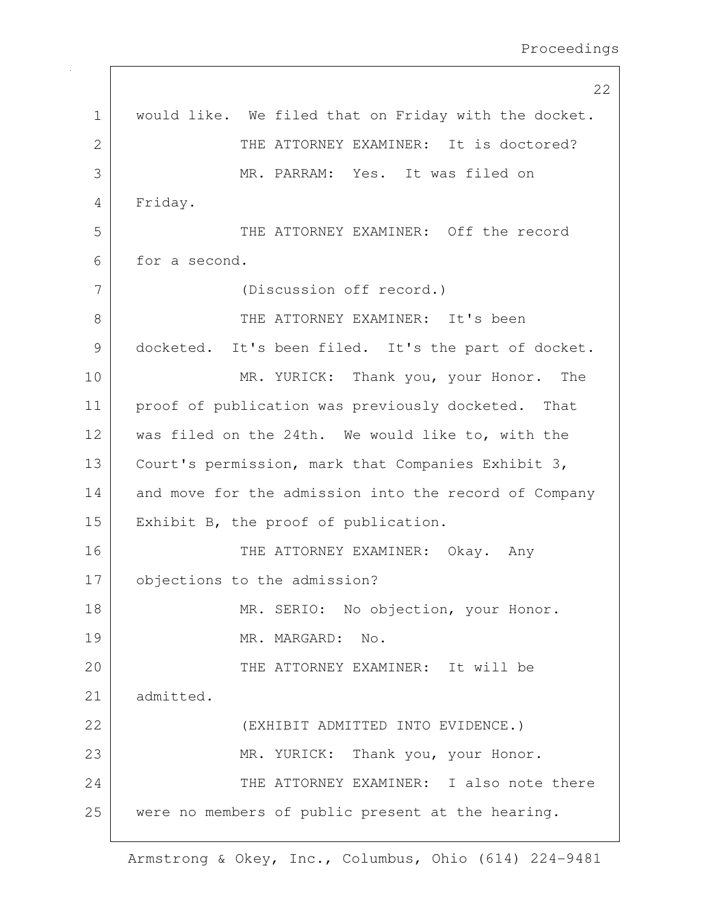would like. We filed that on Friday with the docket.

THE ATTORNEY EXAMINER: It is doctored?

MR. PARRAM: Yes. It was filed on Friday.

THE ATTORNEY EXAMINER: Off the record for a second.

(Discussion off record.)

THE ATTORNEY EXAMINER: It's been docketed. It's been filed. It's the part of docket.

MR. YURICK: Thank you, your Honor. The proof of publication was previously docketed. That was filed on the 24th. We would like to, with the Court's permission, mark that Companies Exhibit 3, and move for the admission into the record of Company Exhibit B, the proof of publication.

THE ATTORNEY EXAMINER: Okay. Any objections to the admission?

MR. SERIO: No objection, your Honor.

MR. MARGARD: No.

THE ATTORNEY EXAMINER: It will be admitted.

(EXHIBIT ADMITTED INTO EVIDENCE.)

MR. YURICK: Thank you, your Honor.

THE ATTORNEY EXAMINER: I also note there were no members of public present at the hearing.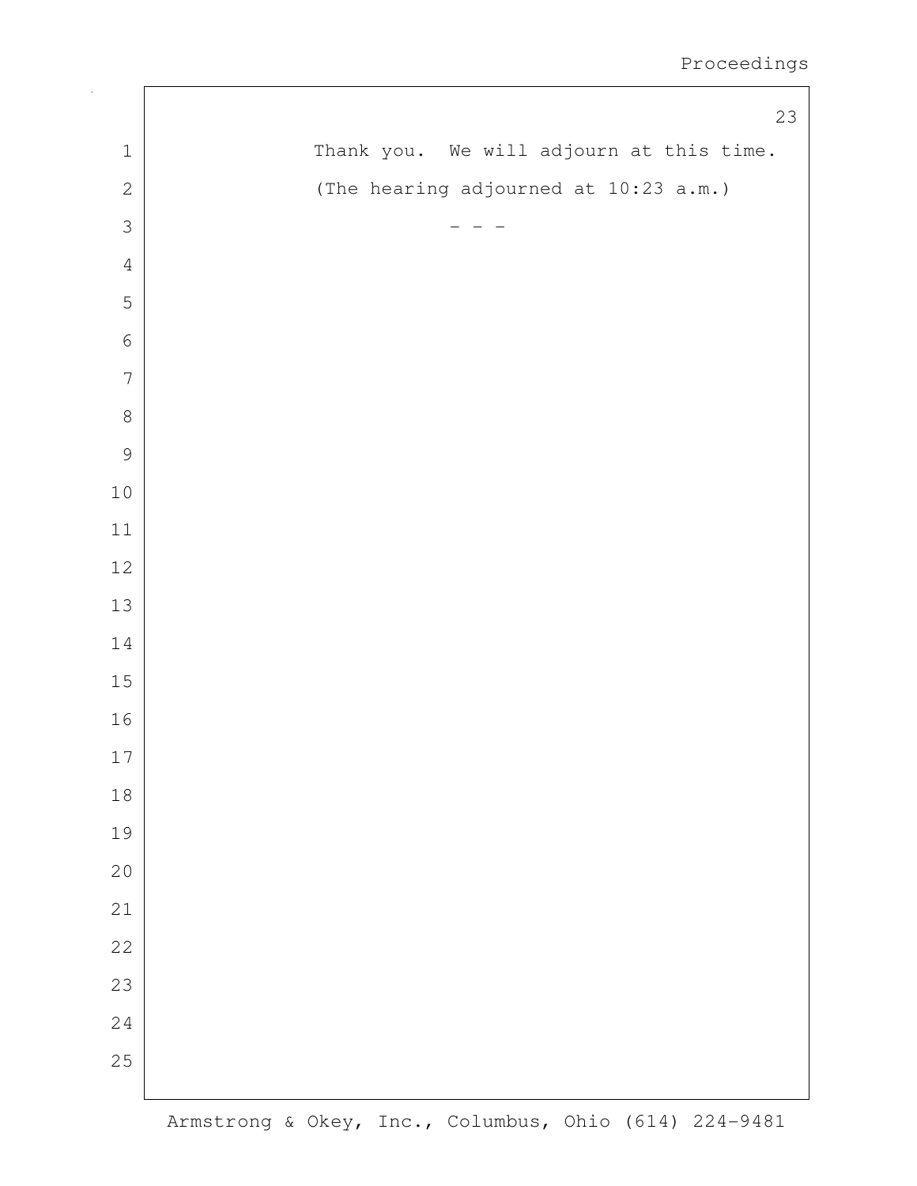Thank you. We will adjourn at this time.

(The hearing adjourned at 10:23 a.m.)

- - -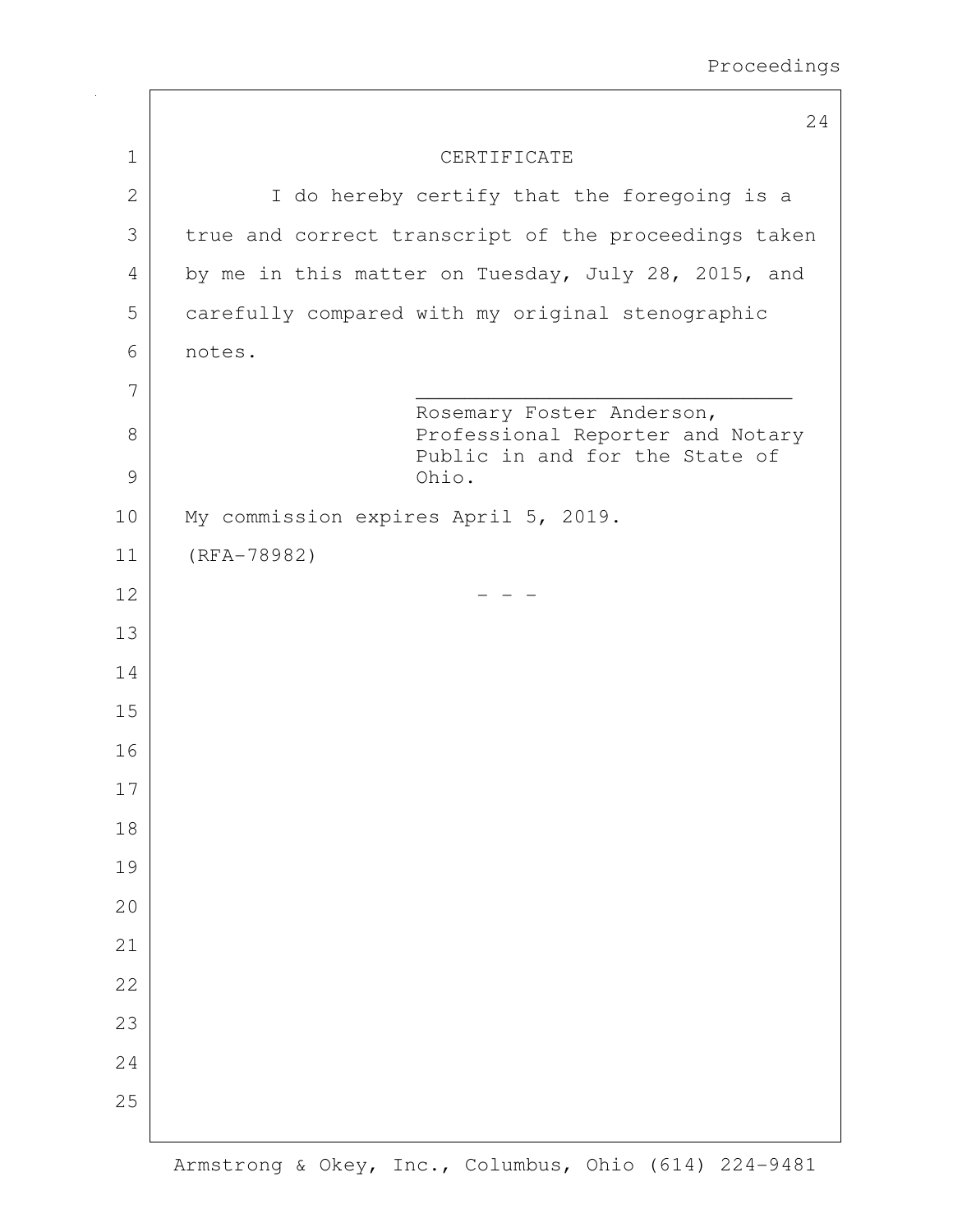# CERTIFICATE

I do hereby certify that the foregoing is a true and correct transcript of the proceedings taken by me in this matter on Tuesday, July 28, 2015, and carefully compared with my original stenographic notes.

\_\_\_\_\_\_\_\_\_\_\_\_\_\_\_\_\_\_\_\_\_\_\_\_\_\_\_\_\_\_\_\_\_\_
Rosemary Foster Anderson,
Professional Reporter and Notary
Public in and for the State of
Ohio.

My commission expires April 5, 2019.

(RFA-78982)

\- - -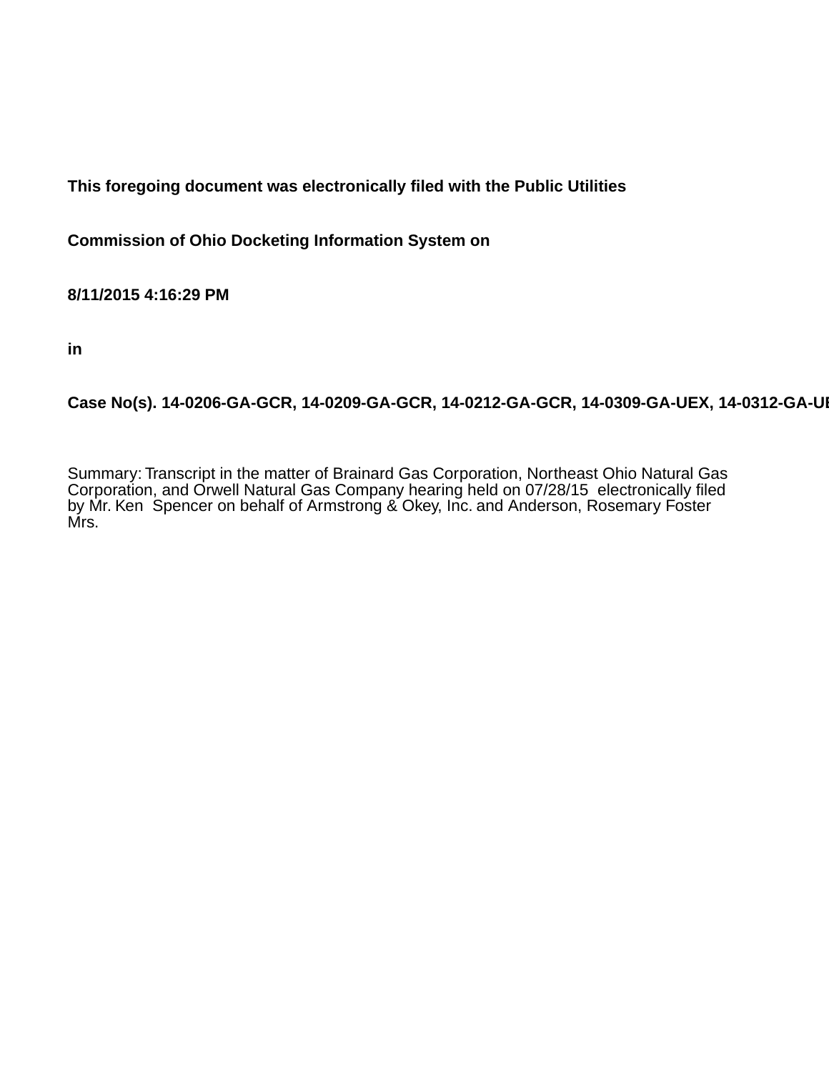**This foregoing document was electronically filed with the Public Utilities**

**Commission of Ohio Docketing Information System on**

**8/11/2015 4:16:29 PM**

**in**

**Case No(s). 14-0206-GA-GCR, 14-0209-GA-GCR, 14-0212-GA-GCR, 14-0309-GA-UEX, 14-0312-GA-UE**

Summary: Transcript in the matter of Brainard Gas Corporation, Northeast Ohio Natural Gas Corporation, and Orwell Natural Gas Company hearing held on 07/28/15 electronically filed by Mr. Ken Spencer on behalf of Armstrong & Okey, Inc. and Anderson, Rosemary Foster Mrs.